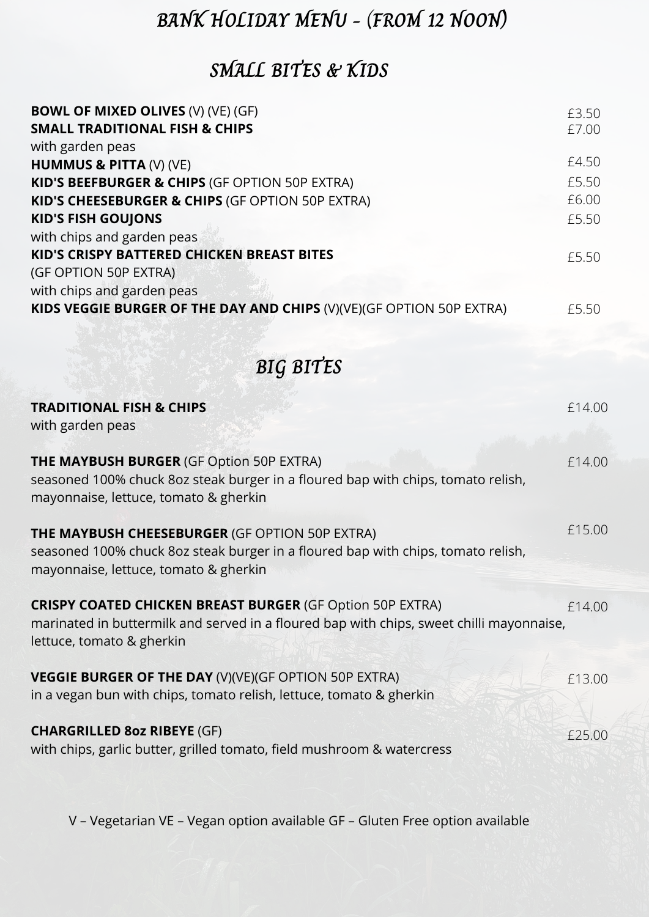# BANK HOLIDAY MENU - (FROM 12 NOON)

## SMALL BITES & KIDS

**BOWL OF MIXED OLIVES** (V) (VE) (GF) £3.50

**SMALL TRADITIONAL FISH & CHIPS** £7.00
with garden peas

**HUMMUS & PITTA** (V) (VE) £4.50

**KID'S BEEFBURGER & CHIPS** (GF OPTION 50P EXTRA) £5.50

**KID'S CHEESEBURGER & CHIPS** (GF OPTION 50P EXTRA) £6.00

**KID'S FISH GOUJONS** £5.50
with chips and garden peas

**KID'S CRISPY BATTERED CHICKEN BREAST BITES** £5.50
(GF OPTION 50P EXTRA)
with chips and garden peas

**KIDS VEGGIE BURGER OF THE DAY AND CHIPS** (V)(VE)(GF OPTION 50P EXTRA) £5.50

## BIG BITES

**TRADITIONAL FISH & CHIPS** £14.00
with garden peas

**THE MAYBUSH BURGER** (GF Option 50P EXTRA) £14.00
seasoned 100% chuck 8oz steak burger in a floured bap with chips, tomato relish, mayonnaise, lettuce, tomato & gherkin

**THE MAYBUSH CHEESEBURGER** (GF OPTION 50P EXTRA) £15.00
seasoned 100% chuck 8oz steak burger in a floured bap with chips, tomato relish, mayonnaise, lettuce, tomato & gherkin

**CRISPY COATED CHICKEN BREAST BURGER** (GF Option 50P EXTRA) £14.00
marinated in buttermilk and served in a floured bap with chips, sweet chilli mayonnaise, lettuce, tomato & gherkin

**VEGGIE BURGER OF THE DAY** (V)(VE)(GF OPTION 50P EXTRA) £13.00
in a vegan bun with chips, tomato relish, lettuce, tomato & gherkin

**CHARGRILLED 8oz RIBEYE** (GF) £25.00
with chips, garlic butter, grilled tomato, field mushroom & watercress

V – Vegetarian VE – Vegan option available GF – Gluten Free option available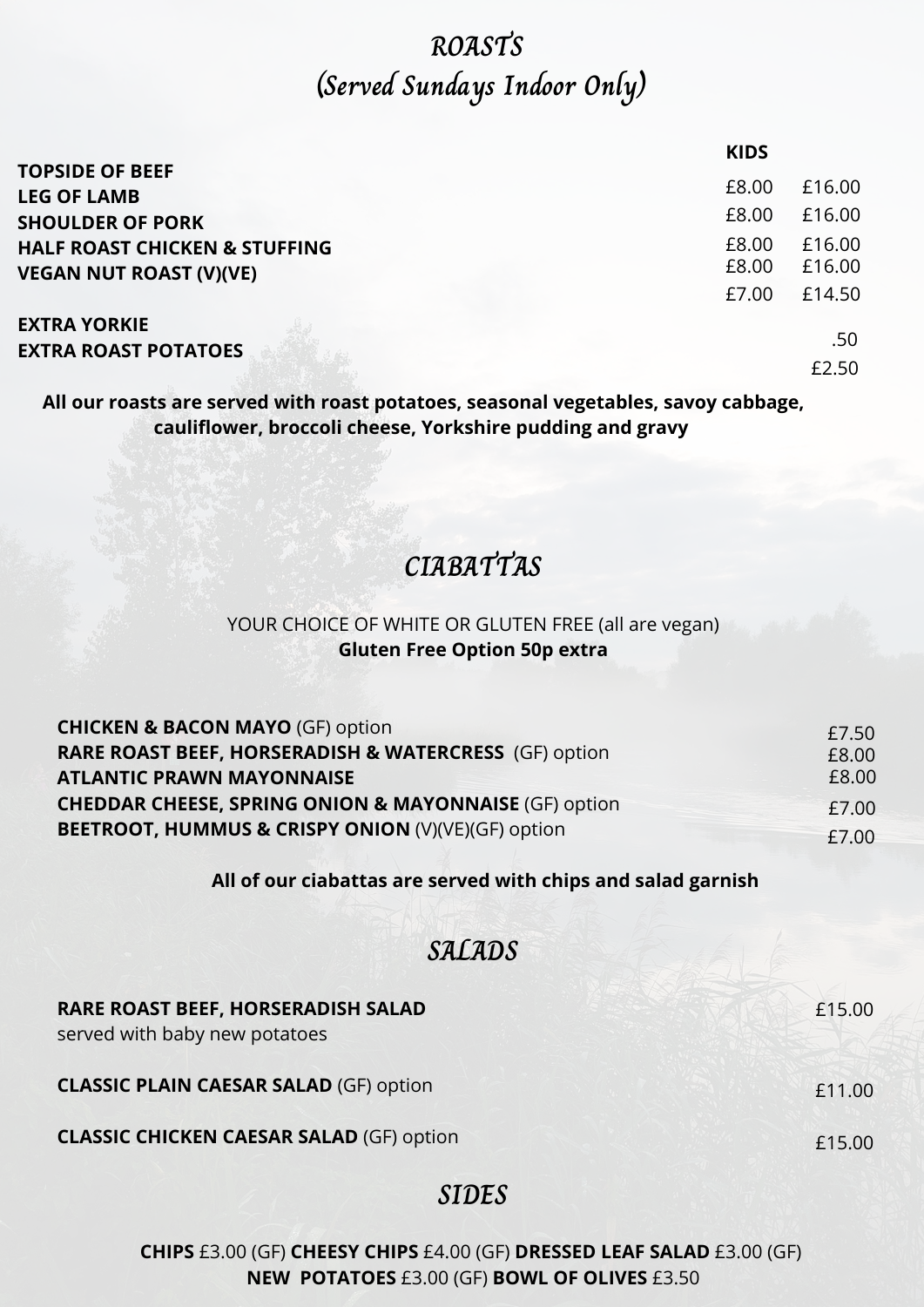# ROASTS
## (Served Sundays Indoor Only)

| | KIDS | |
|---|---|---|
| **TOPSIDE OF BEEF** | £8.00 | £16.00 |
| **LEG OF LAMB** | £8.00 | £16.00 |
| **SHOULDER OF PORK** | £8.00 | £16.00 |
| **HALF ROAST CHICKEN & STUFFING** | £8.00 | £16.00 |
| **VEGAN NUT ROAST (V)(VE)** | £7.00 | £14.50 |
| **EXTRA YORKIE** | | .50 |
| **EXTRA ROAST POTATOES** | | £2.50 |

**All our roasts are served with roast potatoes, seasonal vegetables, savoy cabbage, cauliflower, broccoli cheese, Yorkshire pudding and gravy**

# CIABATTAS

YOUR CHOICE OF WHITE OR GLUTEN FREE (all are vegan)
**Gluten Free Option 50p extra**

| | |
|---|---|
| **CHICKEN & BACON MAYO** (GF) option | £7.50 |
| **RARE ROAST BEEF, HORSERADISH & WATERCRESS** (GF) option | £8.00 |
| **ATLANTIC PRAWN MAYONNAISE** | £8.00 |
| **CHEDDAR CHEESE, SPRING ONION & MAYONNAISE** (GF) option | £7.00 |
| **BEETROOT, HUMMUS & CRISPY ONION** (V)(VE)(GF) option | £7.00 |

**All of our ciabattas are served with chips and salad garnish**

# SALADS

| | |
|---|---|
| **RARE ROAST BEEF, HORSERADISH SALAD** served with baby new potatoes | £15.00 |
| **CLASSIC PLAIN CAESAR SALAD** (GF) option | £11.00 |
| **CLASSIC CHICKEN CAESAR SALAD** (GF) option | £15.00 |

# SIDES

**CHIPS** £3.00 (GF) **CHEESY CHIPS** £4.00 (GF) **DRESSED LEAF SALAD** £3.00 (GF) **NEW POTATOES** £3.00 (GF) **BOWL OF OLIVES** £3.50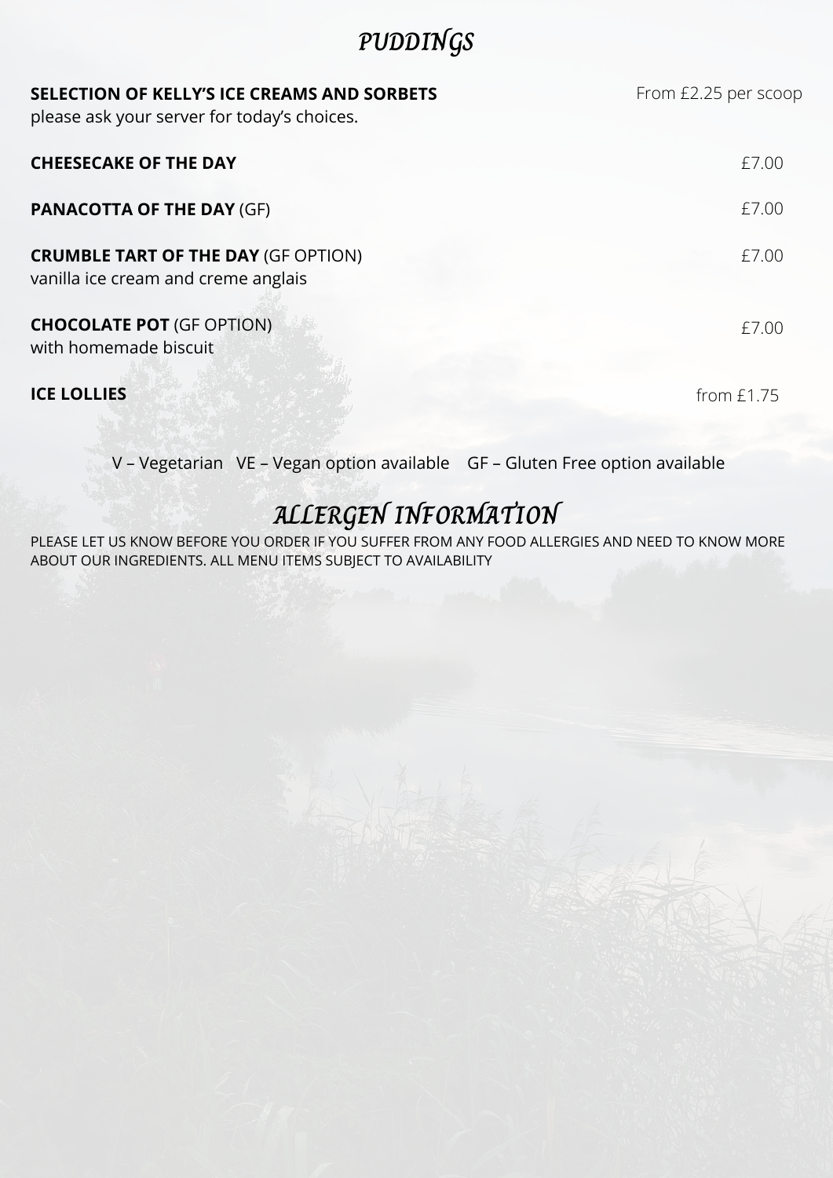# PUDDINGS

**SELECTION OF KELLY'S ICE CREAMS AND SORBETS** — From £2.25 per scoop
please ask your server for today's choices.

**CHEESECAKE OF THE DAY** — £7.00

**PANACOTTA OF THE DAY** (GF) — £7.00

**CRUMBLE TART OF THE DAY** (GF OPTION) — £7.00
vanilla ice cream and creme anglais

**CHOCOLATE POT** (GF OPTION) — £7.00
with homemade biscuit

**ICE LOLLIES** — from £1.75

V – Vegetarian VE – Vegan option available GF – Gluten Free option available

# ALLERGEN INFORMATION

PLEASE LET US KNOW BEFORE YOU ORDER IF YOU SUFFER FROM ANY FOOD ALLERGIES AND NEED TO KNOW MORE ABOUT OUR INGREDIENTS. ALL MENU ITEMS SUBJECT TO AVAILABILITY